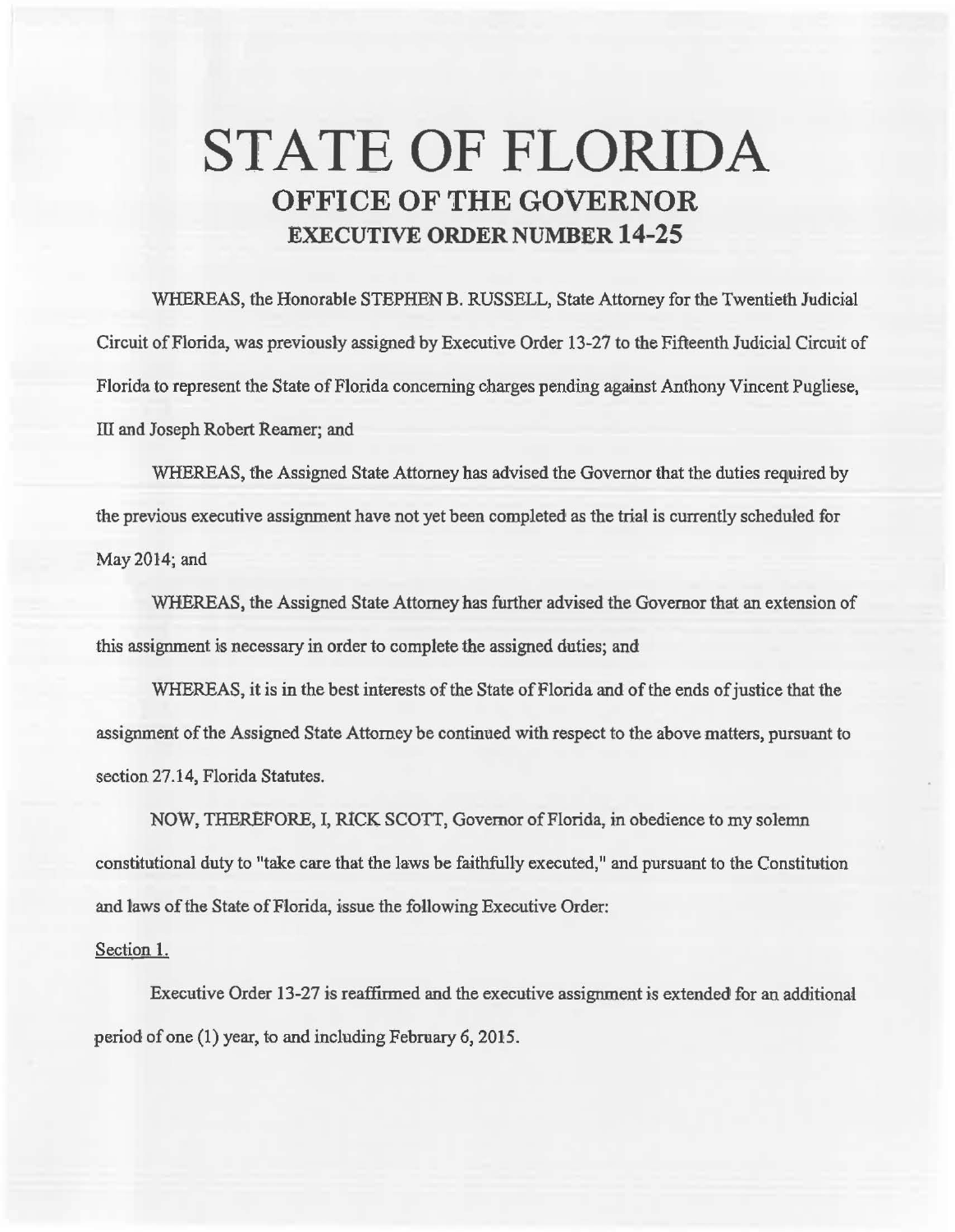# STATE OF FLORIDA
## OFFICE OF THE GOVERNOR
### EXECUTIVE ORDER NUMBER 14-25

WHEREAS, the Honorable STEPHEN B. RUSSELL, State Attorney for the Twentieth Judicial Circuit of Florida, was previously assigned by Executive Order 13-27 to the Fifteenth Judicial Circuit of Florida to represent the State of Florida concerning charges pending against Anthony Vincent Pugliese, III and Joseph Robert Reamer; and

WHEREAS, the Assigned State Attorney has advised the Governor that the duties required by the previous executive assignment have not yet been completed as the trial is currently scheduled for May 2014; and

WHEREAS, the Assigned State Attorney has further advised the Governor that an extension of this assignment is necessary in order to complete the assigned duties; and

WHEREAS, it is in the best interests of the State of Florida and of the ends of justice that the assignment of the Assigned State Attorney be continued with respect to the above matters, pursuant to section 27.14, Florida Statutes.

NOW, THEREFORE, I, RICK SCOTT, Governor of Florida, in obedience to my solemn constitutional duty to "take care that the laws be faithfully executed," and pursuant to the Constitution and laws of the State of Florida, issue the following Executive Order:

Section 1.

Executive Order 13-27 is reaffirmed and the executive assignment is extended for an additional period of one (1) year, to and including February 6, 2015.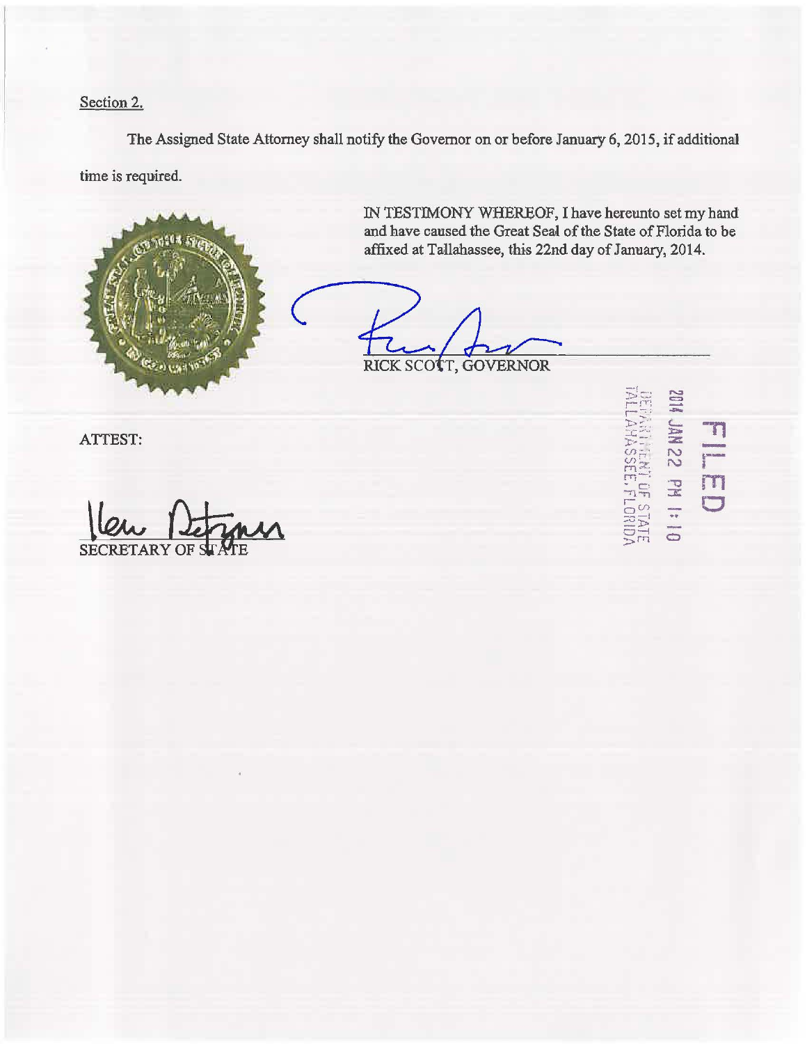Section 2.

The Assigned State Attorney shall notify the Governor on or before January 6, 2015, if additional time is required.

IN TESTIMONY WHEREOF, I have hereunto set my hand and have caused the Great Seal of the State of Florida to be affixed at Tallahassee, this 22nd day of January, 2014.

RICK SCOTT, GOVERNOR

ATTEST:

SECRETARY OF STATE

FILED

2014 JAN 22 PM 1:10

DEPARTMENT OF STATE
TALLAHASSEE, FLORIDA